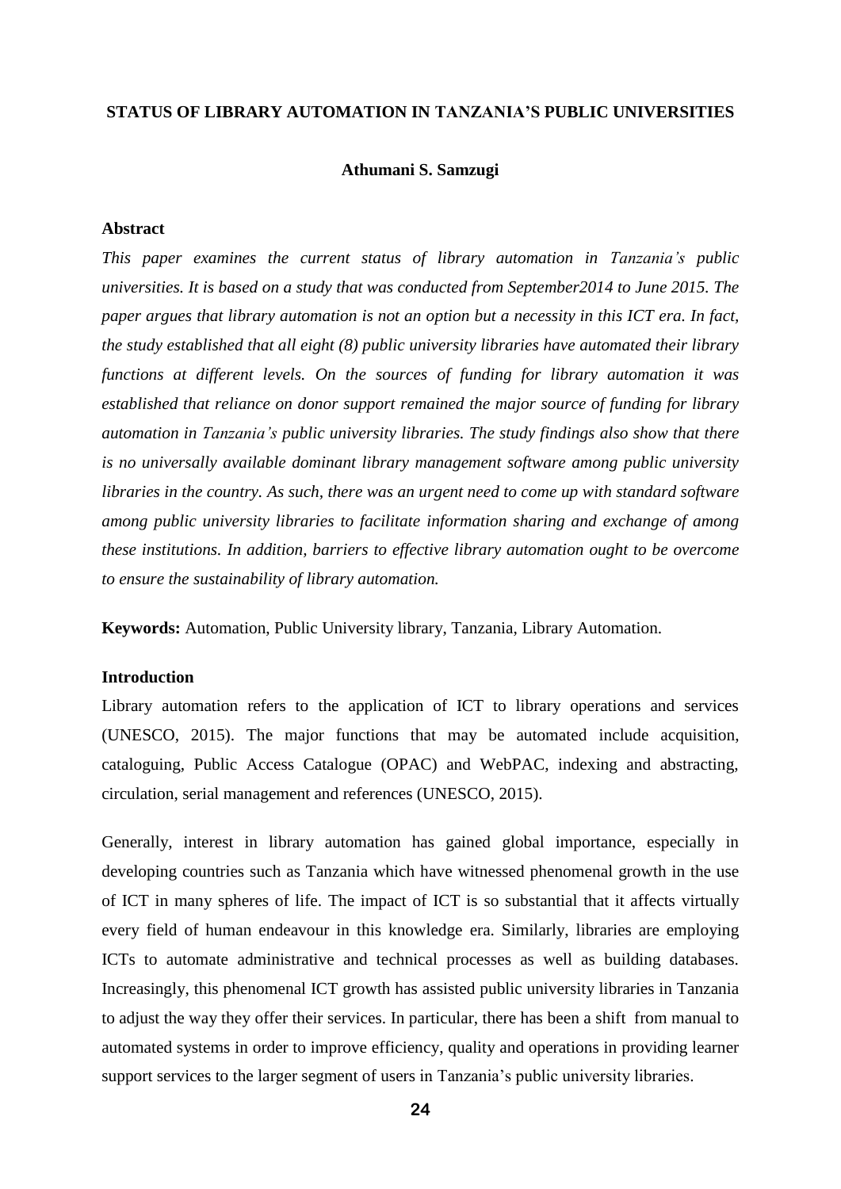# STATUS OF LIBRARY AUTOMATION IN TANZANIA'S PUBLIC UNIVERSITIES

**Athumani S. Samzugi**

## Abstract

*This paper examines the current status of library automation in Tanzania's public universities. It is based on a study that was conducted from September2014 to June 2015. The paper argues that library automation is not an option but a necessity in this ICT era. In fact, the study established that all eight (8) public university libraries have automated their library functions at different levels. On the sources of funding for library automation it was established that reliance on donor support remained the major source of funding for library automation in Tanzania's public university libraries. The study findings also show that there is no universally available dominant library management software among public university libraries in the country. As such, there was an urgent need to come up with standard software among public university libraries to facilitate information sharing and exchange of among these institutions. In addition, barriers to effective library automation ought to be overcome to ensure the sustainability of library automation.*

**Keywords:** Automation, Public University library, Tanzania, Library Automation.

## Introduction

Library automation refers to the application of ICT to library operations and services (UNESCO, 2015). The major functions that may be automated include acquisition, cataloguing, Public Access Catalogue (OPAC) and WebPAC, indexing and abstracting, circulation, serial management and references (UNESCO, 2015).

Generally, interest in library automation has gained global importance, especially in developing countries such as Tanzania which have witnessed phenomenal growth in the use of ICT in many spheres of life. The impact of ICT is so substantial that it affects virtually every field of human endeavour in this knowledge era. Similarly, libraries are employing ICTs to automate administrative and technical processes as well as building databases. Increasingly, this phenomenal ICT growth has assisted public university libraries in Tanzania to adjust the way they offer their services. In particular, there has been a shift from manual to automated systems in order to improve efficiency, quality and operations in providing learner support services to the larger segment of users in Tanzania's public university libraries.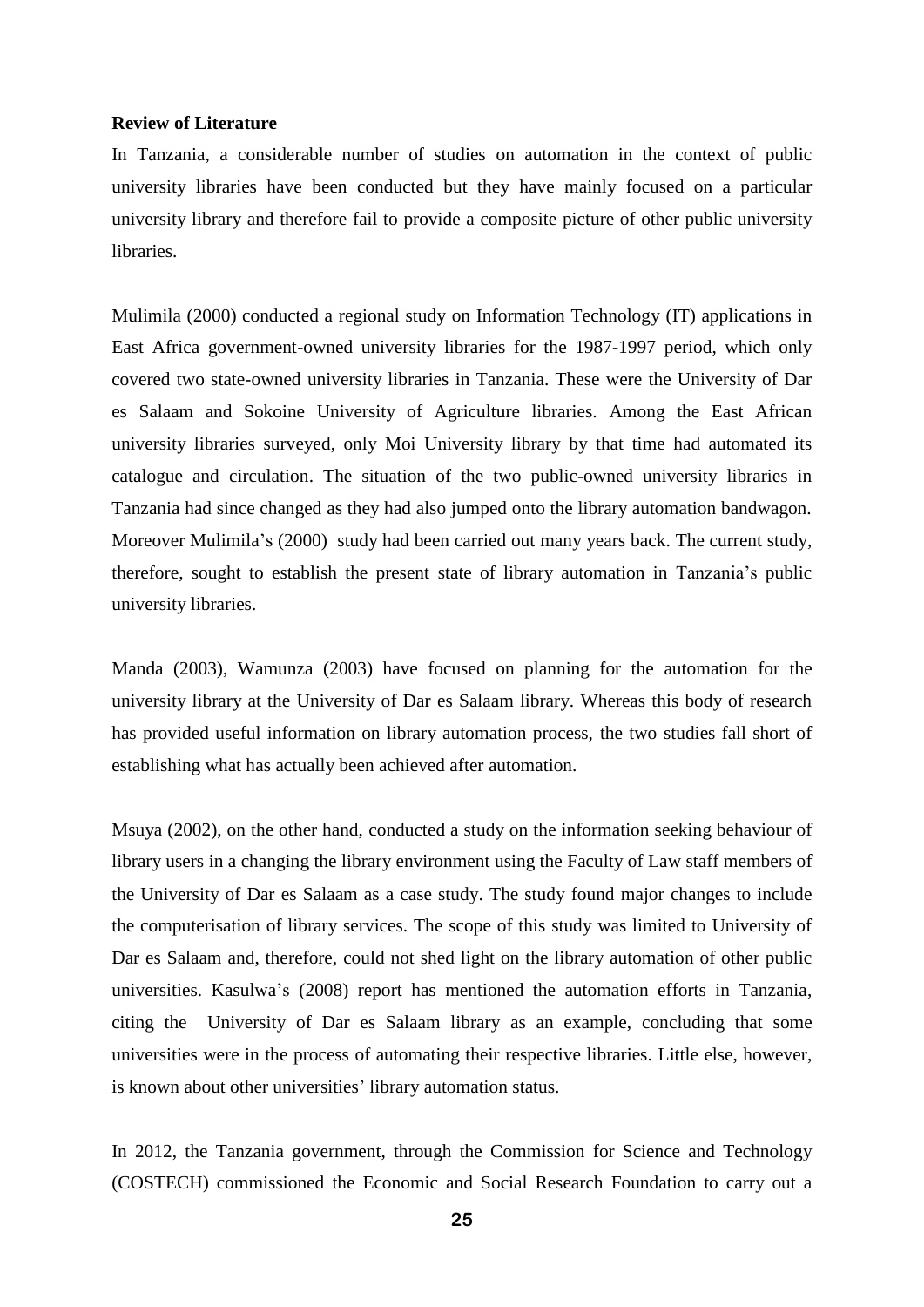**Review of Literature**

In Tanzania, a considerable number of studies on automation in the context of public university libraries have been conducted but they have mainly focused on a particular university library and therefore fail to provide a composite picture of other public university libraries.

Mulimila (2000) conducted a regional study on Information Technology (IT) applications in East Africa government-owned university libraries for the 1987-1997 period, which only covered two state-owned university libraries in Tanzania. These were the University of Dar es Salaam and Sokoine University of Agriculture libraries. Among the East African university libraries surveyed, only Moi University library by that time had automated its catalogue and circulation. The situation of the two public-owned university libraries in Tanzania had since changed as they had also jumped onto the library automation bandwagon. Moreover Mulimila's (2000) study had been carried out many years back. The current study, therefore, sought to establish the present state of library automation in Tanzania's public university libraries.

Manda (2003), Wamunza (2003) have focused on planning for the automation for the university library at the University of Dar es Salaam library. Whereas this body of research has provided useful information on library automation process, the two studies fall short of establishing what has actually been achieved after automation.

Msuya (2002), on the other hand, conducted a study on the information seeking behaviour of library users in a changing the library environment using the Faculty of Law staff members of the University of Dar es Salaam as a case study. The study found major changes to include the computerisation of library services. The scope of this study was limited to University of Dar es Salaam and, therefore, could not shed light on the library automation of other public universities. Kasulwa's (2008) report has mentioned the automation efforts in Tanzania, citing the University of Dar es Salaam library as an example, concluding that some universities were in the process of automating their respective libraries. Little else, however, is known about other universities' library automation status.

In 2012, the Tanzania government, through the Commission for Science and Technology (COSTECH) commissioned the Economic and Social Research Foundation to carry out a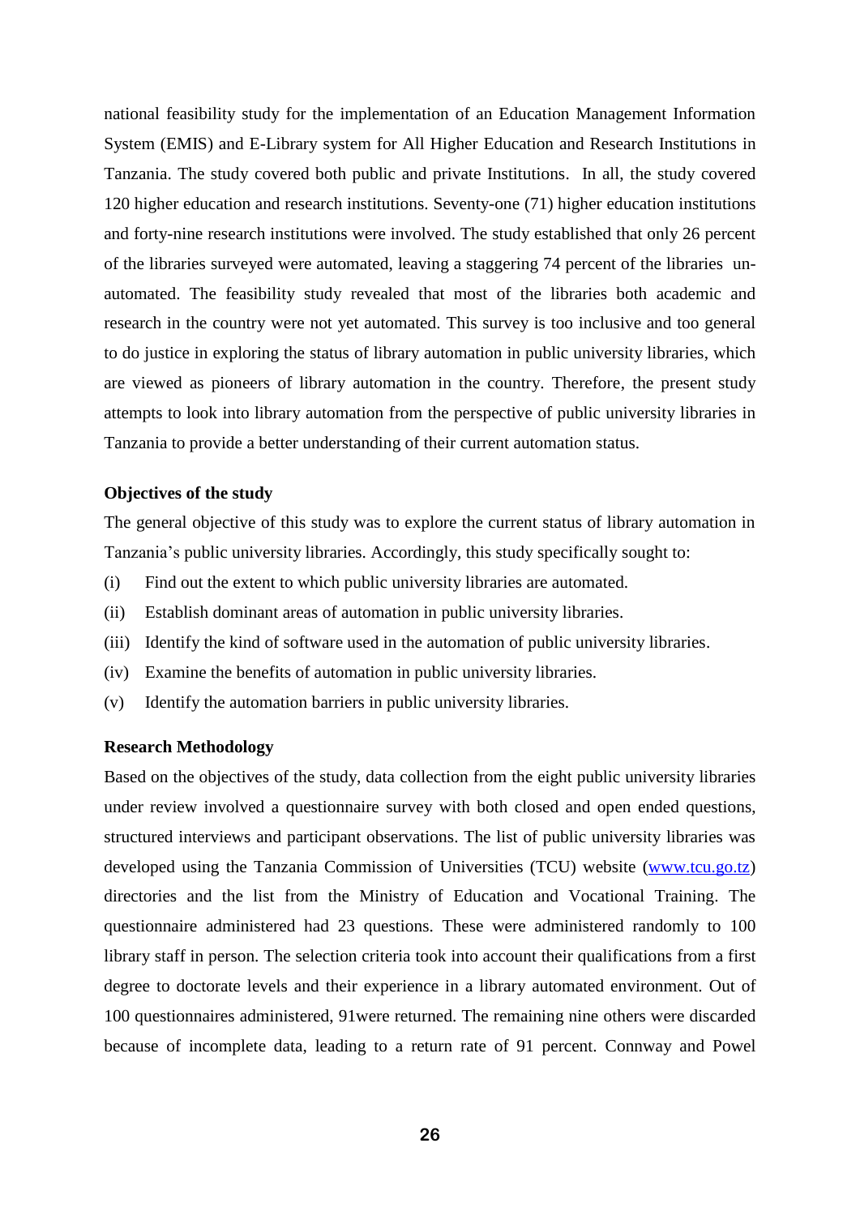national feasibility study for the implementation of an Education Management Information System (EMIS) and E-Library system for All Higher Education and Research Institutions in Tanzania. The study covered both public and private Institutions. In all, the study covered 120 higher education and research institutions. Seventy-one (71) higher education institutions and forty-nine research institutions were involved. The study established that only 26 percent of the libraries surveyed were automated, leaving a staggering 74 percent of the libraries un-automated. The feasibility study revealed that most of the libraries both academic and research in the country were not yet automated. This survey is too inclusive and too general to do justice in exploring the status of library automation in public university libraries, which are viewed as pioneers of library automation in the country. Therefore, the present study attempts to look into library automation from the perspective of public university libraries in Tanzania to provide a better understanding of their current automation status.

**Objectives of the study**

The general objective of this study was to explore the current status of library automation in Tanzania's public university libraries. Accordingly, this study specifically sought to:

(i) Find out the extent to which public university libraries are automated.

(ii) Establish dominant areas of automation in public university libraries.

(iii) Identify the kind of software used in the automation of public university libraries.

(iv) Examine the benefits of automation in public university libraries.

(v) Identify the automation barriers in public university libraries.

**Research Methodology**

Based on the objectives of the study, data collection from the eight public university libraries under review involved a questionnaire survey with both closed and open ended questions, structured interviews and participant observations. The list of public university libraries was developed using the Tanzania Commission of Universities (TCU) website ([www.tcu.go.tz](http://www.tcu.go.tz)) directories and the list from the Ministry of Education and Vocational Training. The questionnaire administered had 23 questions. These were administered randomly to 100 library staff in person. The selection criteria took into account their qualifications from a first degree to doctorate levels and their experience in a library automated environment. Out of 100 questionnaires administered, 91were returned. The remaining nine others were discarded because of incomplete data, leading to a return rate of 91 percent. Connway and Powel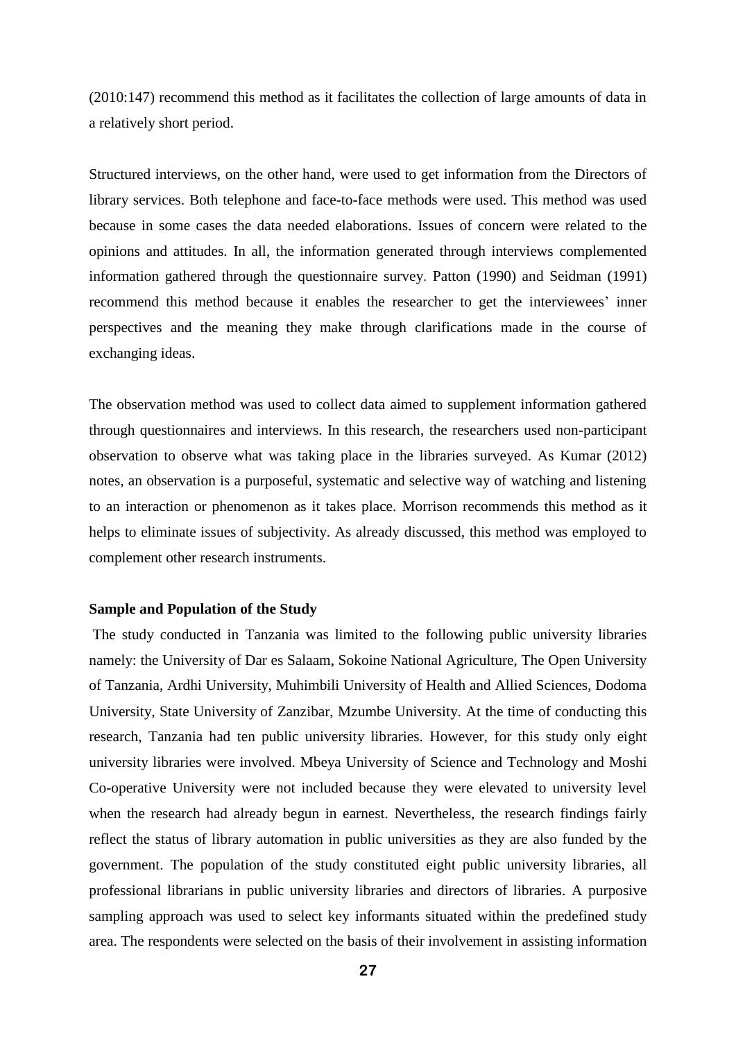(2010:147) recommend this method as it facilitates the collection of large amounts of data in a relatively short period.

Structured interviews, on the other hand, were used to get information from the Directors of library services. Both telephone and face-to-face methods were used. This method was used because in some cases the data needed elaborations. Issues of concern were related to the opinions and attitudes. In all, the information generated through interviews complemented information gathered through the questionnaire survey. Patton (1990) and Seidman (1991) recommend this method because it enables the researcher to get the interviewees' inner perspectives and the meaning they make through clarifications made in the course of exchanging ideas.

The observation method was used to collect data aimed to supplement information gathered through questionnaires and interviews. In this research, the researchers used non-participant observation to observe what was taking place in the libraries surveyed. As Kumar (2012) notes, an observation is a purposeful, systematic and selective way of watching and listening to an interaction or phenomenon as it takes place. Morrison recommends this method as it helps to eliminate issues of subjectivity. As already discussed, this method was employed to complement other research instruments.

**Sample and Population of the Study**

The study conducted in Tanzania was limited to the following public university libraries namely: the University of Dar es Salaam, Sokoine National Agriculture, The Open University of Tanzania, Ardhi University, Muhimbili University of Health and Allied Sciences, Dodoma University, State University of Zanzibar, Mzumbe University. At the time of conducting this research, Tanzania had ten public university libraries. However, for this study only eight university libraries were involved. Mbeya University of Science and Technology and Moshi Co-operative University were not included because they were elevated to university level when the research had already begun in earnest. Nevertheless, the research findings fairly reflect the status of library automation in public universities as they are also funded by the government. The population of the study constituted eight public university libraries, all professional librarians in public university libraries and directors of libraries. A purposive sampling approach was used to select key informants situated within the predefined study area. The respondents were selected on the basis of their involvement in assisting information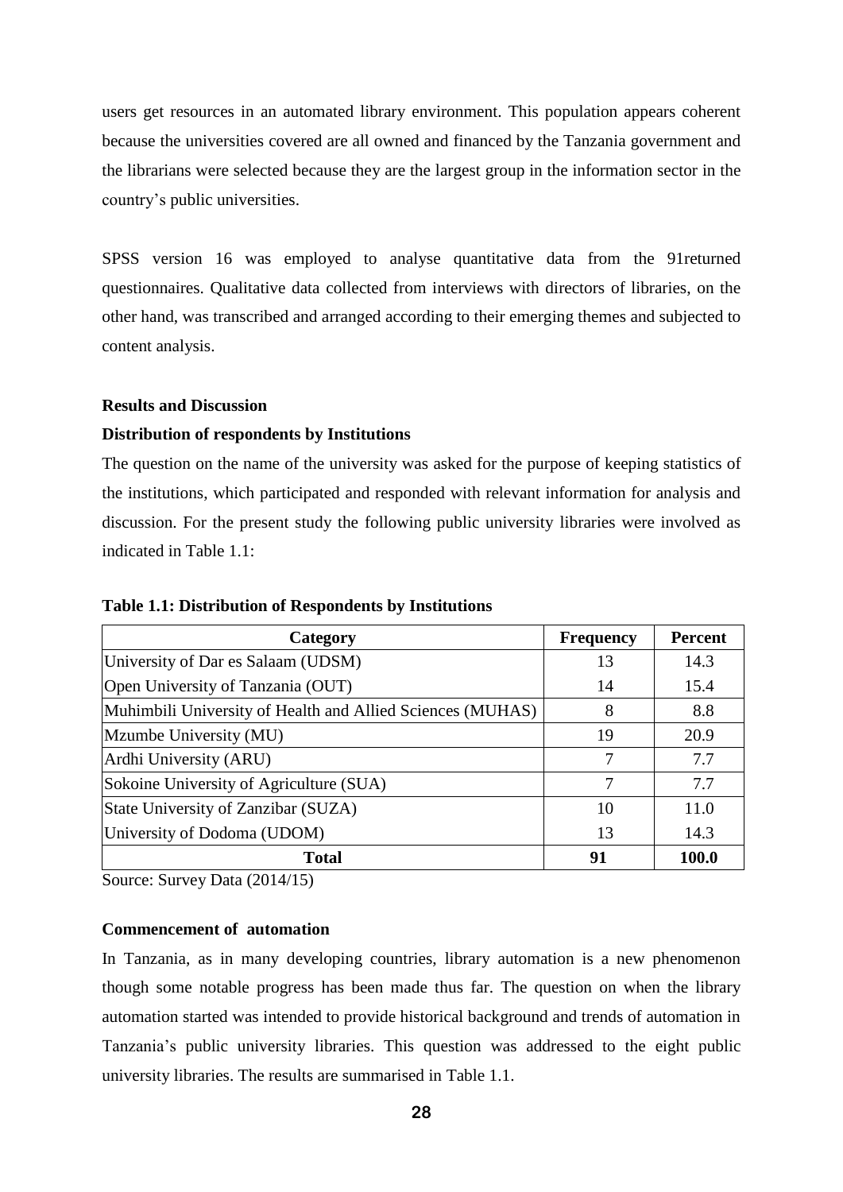users get resources in an automated library environment. This population appears coherent because the universities covered are all owned and financed by the Tanzania government and the librarians were selected because they are the largest group in the information sector in the country's public universities.

SPSS version 16 was employed to analyse quantitative data from the 91returned questionnaires. Qualitative data collected from interviews with directors of libraries, on the other hand, was transcribed and arranged according to their emerging themes and subjected to content analysis.

**Results and Discussion**

**Distribution of respondents by Institutions**

The question on the name of the university was asked for the purpose of keeping statistics of the institutions, which participated and responded with relevant information for analysis and discussion. For the present study the following public university libraries were involved as indicated in Table 1.1:

**Table 1.1: Distribution of Respondents by Institutions**

| Category | Frequency | Percent |
|---|---|---|
| University of Dar es Salaam (UDSM) | 13 | 14.3 |
| Open University of Tanzania (OUT) | 14 | 15.4 |
| Muhimbili University of Health and Allied Sciences (MUHAS) | 8 | 8.8 |
| Mzumbe University (MU) | 19 | 20.9 |
| Ardhi University (ARU) | 7 | 7.7 |
| Sokoine University of Agriculture (SUA) | 7 | 7.7 |
| State University of Zanzibar (SUZA) | 10 | 11.0 |
| University of Dodoma (UDOM) | 13 | 14.3 |
| **Total** | **91** | **100.0** |

Source: Survey Data (2014/15)

**Commencement of automation**

In Tanzania, as in many developing countries, library automation is a new phenomenon though some notable progress has been made thus far. The question on when the library automation started was intended to provide historical background and trends of automation in Tanzania's public university libraries. This question was addressed to the eight public university libraries. The results are summarised in Table 1.1.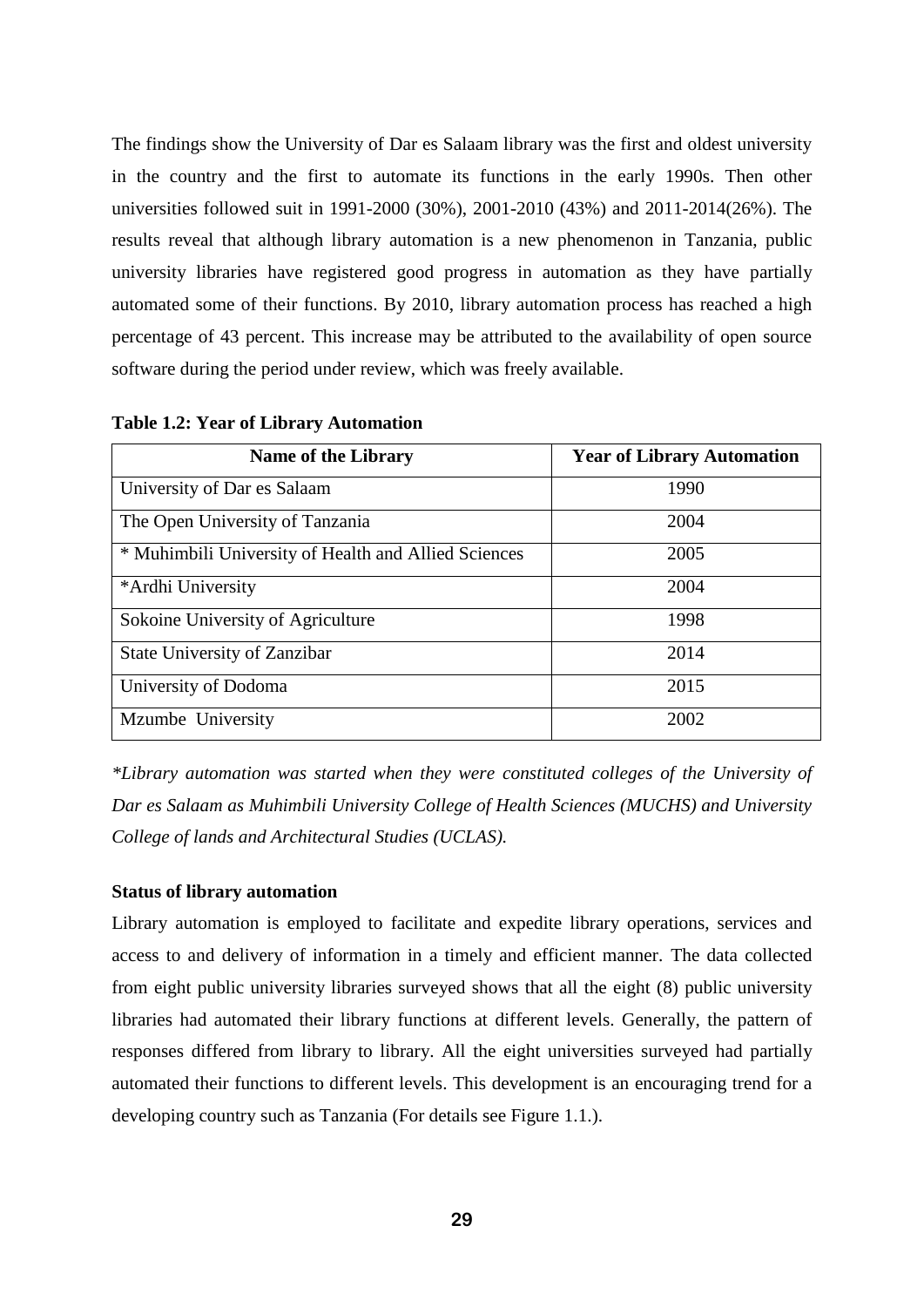The findings show the University of Dar es Salaam library was the first and oldest university in the country and the first to automate its functions in the early 1990s. Then other universities followed suit in 1991-2000 (30%), 2001-2010 (43%) and 2011-2014(26%). The results reveal that although library automation is a new phenomenon in Tanzania, public university libraries have registered good progress in automation as they have partially automated some of their functions. By 2010, library automation process has reached a high percentage of 43 percent. This increase may be attributed to the availability of open source software during the period under review, which was freely available.

**Table 1.2: Year of Library Automation**

| Name of the Library | Year of Library Automation |
|---|---|
| University of Dar es Salaam | 1990 |
| The Open University of Tanzania | 2004 |
| * Muhimbili University of Health and Allied Sciences | 2005 |
| *Ardhi University | 2004 |
| Sokoine University of Agriculture | 1998 |
| State University of Zanzibar | 2014 |
| University of Dodoma | 2015 |
| Mzumbe University | 2002 |

*\*Library automation was started when they were constituted colleges of the University of Dar es Salaam as Muhimbili University College of Health Sciences (MUCHS) and University College of lands and Architectural Studies (UCLAS).*

**Status of library automation**

Library automation is employed to facilitate and expedite library operations, services and access to and delivery of information in a timely and efficient manner. The data collected from eight public university libraries surveyed shows that all the eight (8) public university libraries had automated their library functions at different levels. Generally, the pattern of responses differed from library to library. All the eight universities surveyed had partially automated their functions to different levels. This development is an encouraging trend for a developing country such as Tanzania (For details see Figure 1.1.).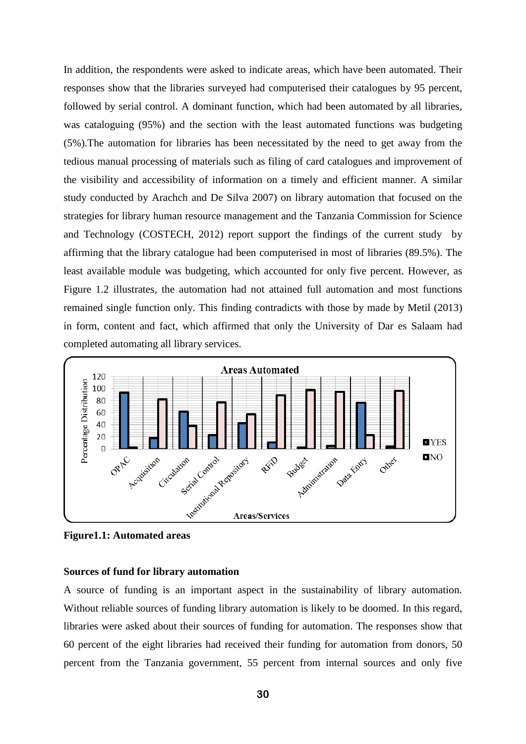In addition, the respondents were asked to indicate areas, which have been automated. Their responses show that the libraries surveyed had computerised their catalogues by 95 percent, followed by serial control. A dominant function, which had been automated by all libraries, was cataloguing (95%) and the section with the least automated functions was budgeting (5%).The automation for libraries has been necessitated by the need to get away from the tedious manual processing of materials such as filing of card catalogues and improvement of the visibility and accessibility of information on a timely and efficient manner. A similar study conducted by Arachch and De Silva 2007) on library automation that focused on the strategies for library human resource management and the Tanzania Commission for Science and Technology (COSTECH, 2012) report support the findings of the current study by affirming that the library catalogue had been computerised in most of libraries (89.5%). The least available module was budgeting, which accounted for only five percent. However, as Figure 1.2 illustrates, the automation had not attained full automation and most functions remained single function only. This finding contradicts with those by made by Metil (2013) in form, content and fact, which affirmed that only the University of Dar es Salaam had completed automating all library services.

**Figure1.1: Automated areas**

**Sources of fund for library automation**

A source of funding is an important aspect in the sustainability of library automation. Without reliable sources of funding library automation is likely to be doomed. In this regard, libraries were asked about their sources of funding for automation. The responses show that 60 percent of the eight libraries had received their funding for automation from donors, 50 percent from the Tanzania government, 55 percent from internal sources and only five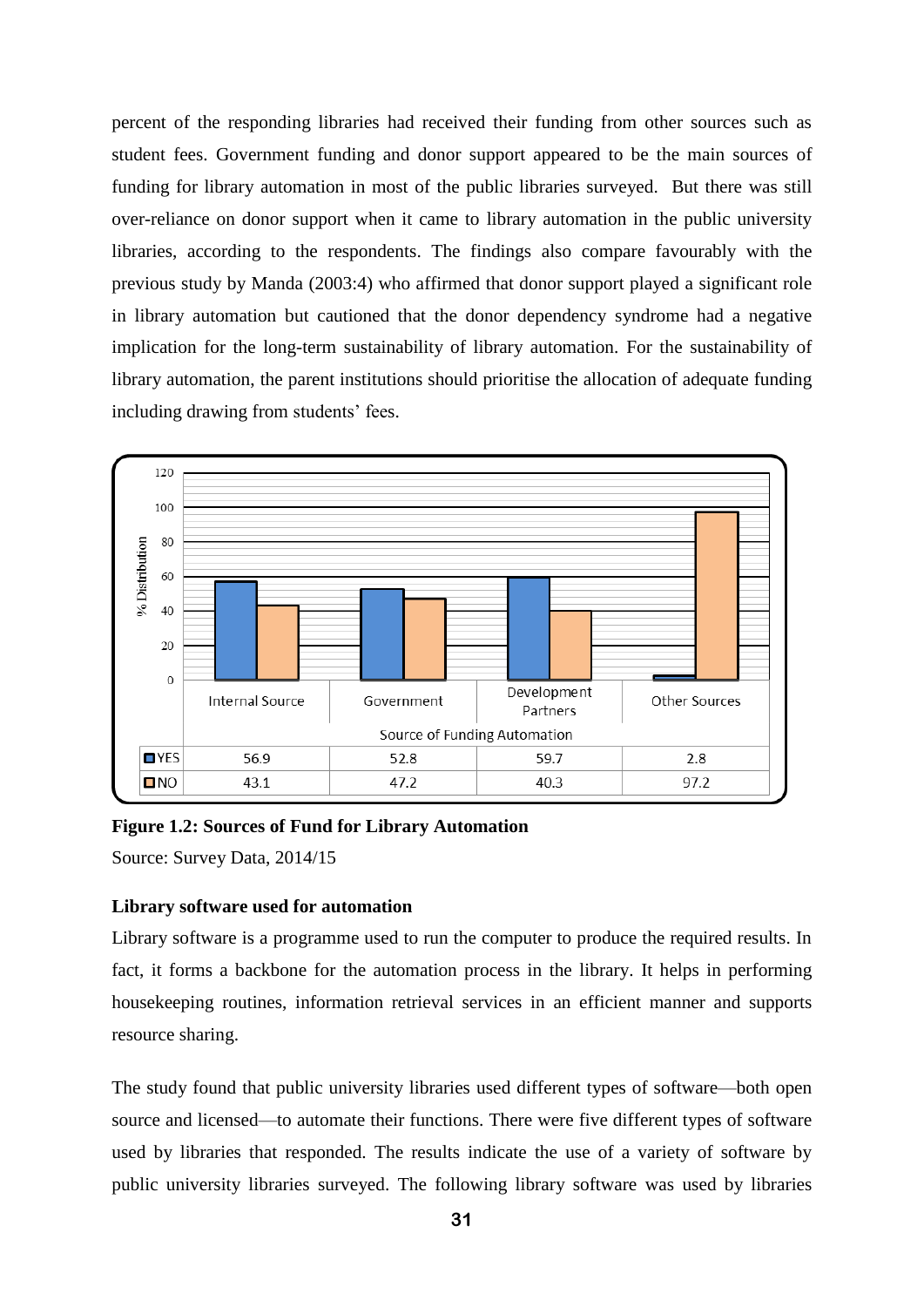percent of the responding libraries had received their funding from other sources such as student fees. Government funding and donor support appeared to be the main sources of funding for library automation in most of the public libraries surveyed. But there was still over-reliance on donor support when it came to library automation in the public university libraries, according to the respondents. The findings also compare favourably with the previous study by Manda (2003:4) who affirmed that donor support played a significant role in library automation but cautioned that the donor dependency syndrome had a negative implication for the long-term sustainability of library automation. For the sustainability of library automation, the parent institutions should prioritise the allocation of adequate funding including drawing from students' fees.

| Source of Funding Automation | Internal Source | Government | Development Partners | Other Sources |
|---|---|---|---|---|
| YES | 56.9 | 52.8 | 59.7 | 2.8 |
| NO | 43.1 | 47.2 | 40.3 | 97.2 |

**Figure 1.2: Sources of Fund for Library Automation**

Source: Survey Data, 2014/15

**Library software used for automation**

Library software is a programme used to run the computer to produce the required results. In fact, it forms a backbone for the automation process in the library. It helps in performing housekeeping routines, information retrieval services in an efficient manner and supports resource sharing.

The study found that public university libraries used different types of software—both open source and licensed—to automate their functions. There were five different types of software used by libraries that responded. The results indicate the use of a variety of software by public university libraries surveyed. The following library software was used by libraries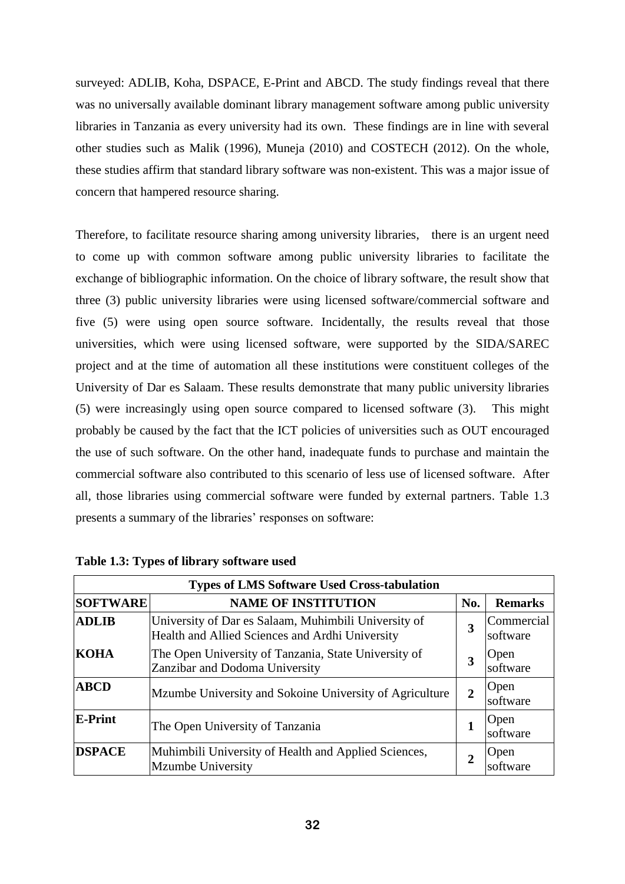surveyed: ADLIB, Koha, DSPACE, E-Print and ABCD. The study findings reveal that there was no universally available dominant library management software among public university libraries in Tanzania as every university had its own. These findings are in line with several other studies such as Malik (1996), Muneja (2010) and COSTECH (2012). On the whole, these studies affirm that standard library software was non-existent. This was a major issue of concern that hampered resource sharing.

Therefore, to facilitate resource sharing among university libraries, there is an urgent need to come up with common software among public university libraries to facilitate the exchange of bibliographic information. On the choice of library software, the result show that three (3) public university libraries were using licensed software/commercial software and five (5) were using open source software. Incidentally, the results reveal that those universities, which were using licensed software, were supported by the SIDA/SAREC project and at the time of automation all these institutions were constituent colleges of the University of Dar es Salaam. These results demonstrate that many public university libraries (5) were increasingly using open source compared to licensed software (3). This might probably be caused by the fact that the ICT policies of universities such as OUT encouraged the use of such software. On the other hand, inadequate funds to purchase and maintain the commercial software also contributed to this scenario of less use of licensed software. After all, those libraries using commercial software were funded by external partners. Table 1.3 presents a summary of the libraries' responses on software:

**Table 1.3: Types of library software used**

| **Types of LMS Software Used Cross-tabulation** | | | |
|---|---|---|---|
| **SOFTWARE** | **NAME OF INSTITUTION** | **No.** | **Remarks** |
| **ADLIB** | University of Dar es Salaam, Muhimbili University of Health and Allied Sciences and Ardhi University | **3** | Commercial software |
| **KOHA** | The Open University of Tanzania, State University of Zanzibar and Dodoma University | **3** | Open software |
| **ABCD** | Mzumbe University and Sokoine University of Agriculture | **2** | Open software |
| **E-Print** | The Open University of Tanzania | **1** | Open software |
| **DSPACE** | Muhimbili University of Health and Applied Sciences, Mzumbe University | **2** | Open software |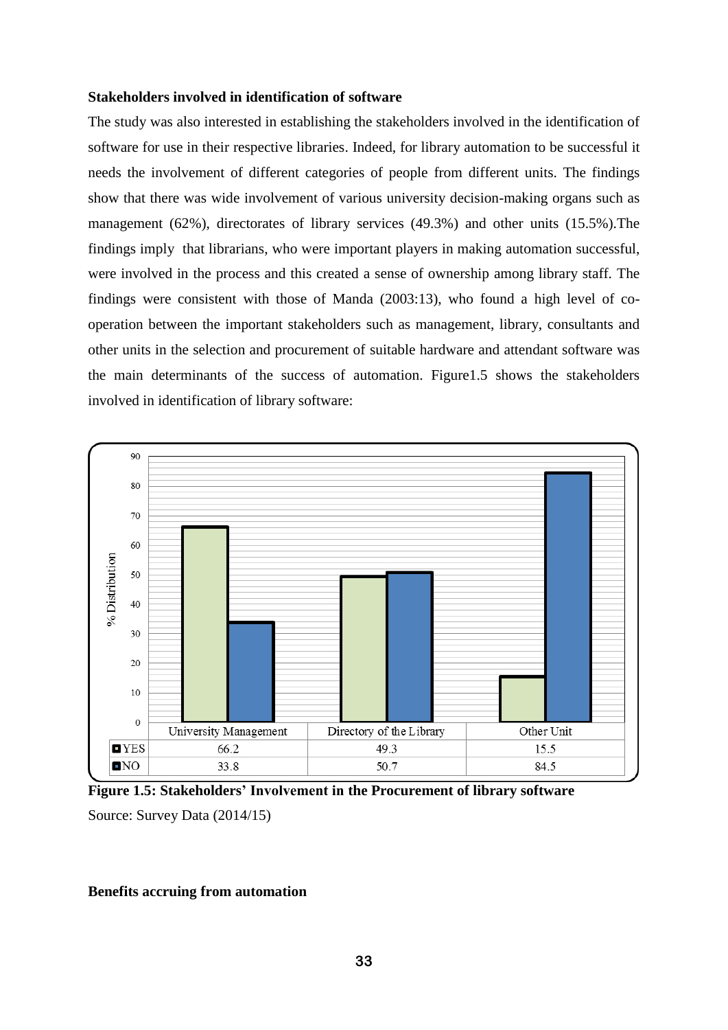**Stakeholders involved in identification of software**

The study was also interested in establishing the stakeholders involved in the identification of software for use in their respective libraries. Indeed, for library automation to be successful it needs the involvement of different categories of people from different units. The findings show that there was wide involvement of various university decision-making organs such as management (62%), directorates of library services (49.3%) and other units (15.5%).The findings imply that librarians, who were important players in making automation successful, were involved in the process and this created a sense of ownership among library staff. The findings were consistent with those of Manda (2003:13), who found a high level of co-operation between the important stakeholders such as management, library, consultants and other units in the selection and procurement of suitable hardware and attendant software was the main determinants of the success of automation. Figure1.5 shows the stakeholders involved in identification of library software:

| | University Management | Directory of the Library | Other Unit |
|---|---|---|---|
| YES | 66.2 | 49.3 | 15.5 |
| NO | 33.8 | 50.7 | 84.5 |

**Figure 1.5: Stakeholders' Involvement in the Procurement of library software**

Source: Survey Data (2014/15)

**Benefits accruing from automation**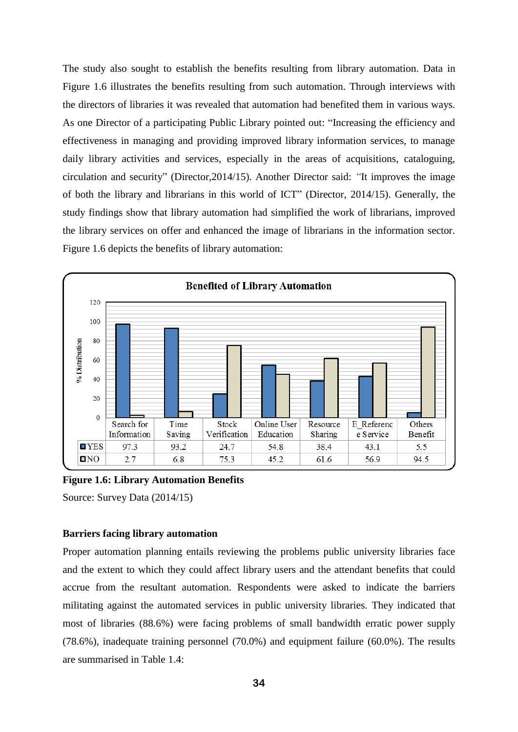The study also sought to establish the benefits resulting from library automation. Data in Figure 1.6 illustrates the benefits resulting from such automation. Through interviews with the directors of libraries it was revealed that automation had benefited them in various ways. As one Director of a participating Public Library pointed out: "Increasing the efficiency and effectiveness in managing and providing improved library information services, to manage daily library activities and services, especially in the areas of acquisitions, cataloguing, circulation and security" (Director,2014/15). Another Director said: "It improves the image of both the library and librarians in this world of ICT" (Director, 2014/15). Generally, the study findings show that library automation had simplified the work of librarians, improved the library services on offer and enhanced the image of librarians in the information sector. Figure 1.6 depicts the benefits of library automation:

**Benefited of Library Automation**

| | Search for Information | Time Saving | Stock Verification | Online User Education | Resource Sharing | E_Reference Service | Others Benefit |
|---|---|---|---|---|---|---|---|
| YES | 97.3 | 93.2 | 24.7 | 54.8 | 38.4 | 43.1 | 5.5 |
| NO | 2.7 | 6.8 | 75.3 | 45.2 | 61.6 | 56.9 | 94.5 |

**Figure 1.6: Library Automation Benefits**

Source: Survey Data (2014/15)

**Barriers facing library automation**

Proper automation planning entails reviewing the problems public university libraries face and the extent to which they could affect library users and the attendant benefits that could accrue from the resultant automation. Respondents were asked to indicate the barriers militating against the automated services in public university libraries. They indicated that most of libraries (88.6%) were facing problems of small bandwidth erratic power supply (78.6%), inadequate training personnel (70.0%) and equipment failure (60.0%). The results are summarised in Table 1.4: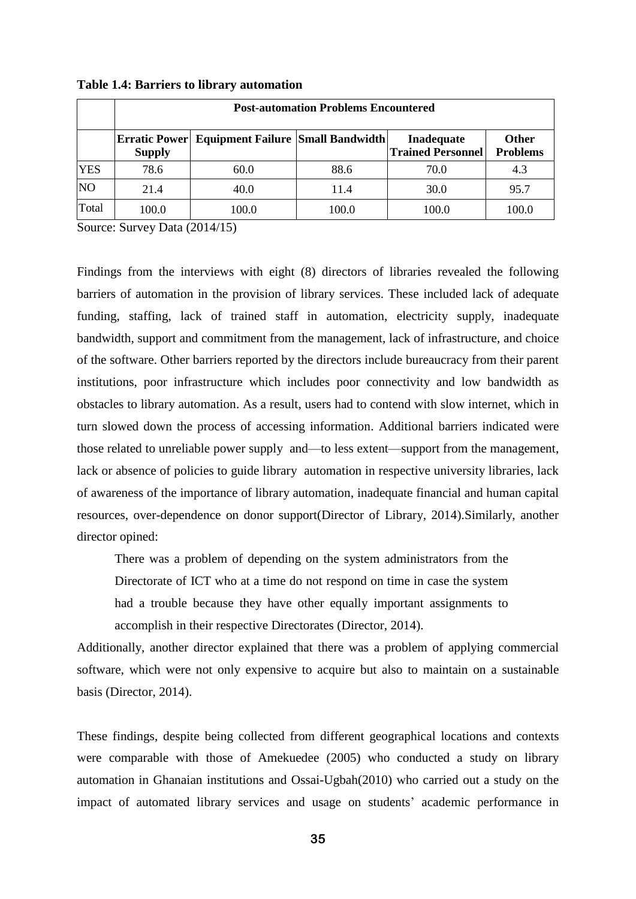**Table 1.4: Barriers to library automation**

| | Post-automation Problems Encountered | | | | |
|---|---|---|---|---|---|
| | **Erratic Power Supply** | **Equipment Failure** | **Small Bandwidth** | **Inadequate Trained Personnel** | **Other Problems** |
| YES | 78.6 | 60.0 | 88.6 | 70.0 | 4.3 |
| NO | 21.4 | 40.0 | 11.4 | 30.0 | 95.7 |
| Total | 100.0 | 100.0 | 100.0 | 100.0 | 100.0 |

Source: Survey Data (2014/15)

Findings from the interviews with eight (8) directors of libraries revealed the following barriers of automation in the provision of library services. These included lack of adequate funding, staffing, lack of trained staff in automation, electricity supply, inadequate bandwidth, support and commitment from the management, lack of infrastructure, and choice of the software. Other barriers reported by the directors include bureaucracy from their parent institutions, poor infrastructure which includes poor connectivity and low bandwidth as obstacles to library automation. As a result, users had to contend with slow internet, which in turn slowed down the process of accessing information. Additional barriers indicated were those related to unreliable power supply and—to less extent—support from the management, lack or absence of policies to guide library automation in respective university libraries, lack of awareness of the importance of library automation, inadequate financial and human capital resources, over-dependence on donor support(Director of Library, 2014).Similarly, another director opined:

> There was a problem of depending on the system administrators from the Directorate of ICT who at a time do not respond on time in case the system had a trouble because they have other equally important assignments to accomplish in their respective Directorates (Director, 2014).

Additionally, another director explained that there was a problem of applying commercial software, which were not only expensive to acquire but also to maintain on a sustainable basis (Director, 2014).

These findings, despite being collected from different geographical locations and contexts were comparable with those of Amekuedee (2005) who conducted a study on library automation in Ghanaian institutions and Ossai-Ugbah(2010) who carried out a study on the impact of automated library services and usage on students' academic performance in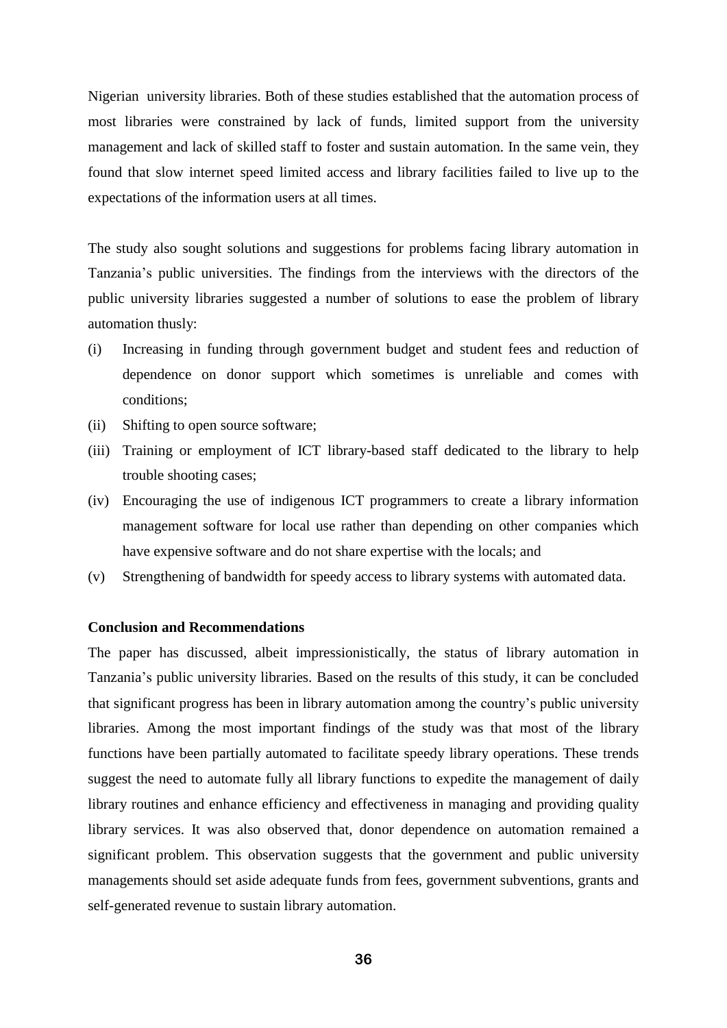Nigerian university libraries. Both of these studies established that the automation process of most libraries were constrained by lack of funds, limited support from the university management and lack of skilled staff to foster and sustain automation. In the same vein, they found that slow internet speed limited access and library facilities failed to live up to the expectations of the information users at all times.

The study also sought solutions and suggestions for problems facing library automation in Tanzania's public universities. The findings from the interviews with the directors of the public university libraries suggested a number of solutions to ease the problem of library automation thusly:

(i) Increasing in funding through government budget and student fees and reduction of dependence on donor support which sometimes is unreliable and comes with conditions;

(ii) Shifting to open source software;

(iii) Training or employment of ICT library-based staff dedicated to the library to help trouble shooting cases;

(iv) Encouraging the use of indigenous ICT programmers to create a library information management software for local use rather than depending on other companies which have expensive software and do not share expertise with the locals; and

(v) Strengthening of bandwidth for speedy access to library systems with automated data.

**Conclusion and Recommendations**

The paper has discussed, albeit impressionistically, the status of library automation in Tanzania's public university libraries. Based on the results of this study, it can be concluded that significant progress has been in library automation among the country's public university libraries. Among the most important findings of the study was that most of the library functions have been partially automated to facilitate speedy library operations. These trends suggest the need to automate fully all library functions to expedite the management of daily library routines and enhance efficiency and effectiveness in managing and providing quality library services. It was also observed that, donor dependence on automation remained a significant problem. This observation suggests that the government and public university managements should set aside adequate funds from fees, government subventions, grants and self-generated revenue to sustain library automation.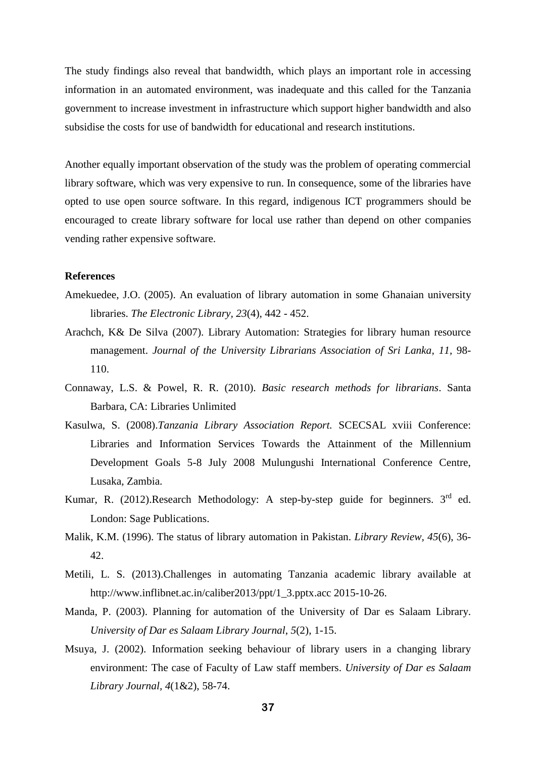The study findings also reveal that bandwidth, which plays an important role in accessing information in an automated environment, was inadequate and this called for the Tanzania government to increase investment in infrastructure which support higher bandwidth and also subsidise the costs for use of bandwidth for educational and research institutions.

Another equally important observation of the study was the problem of operating commercial library software, which was very expensive to run. In consequence, some of the libraries have opted to use open source software. In this regard, indigenous ICT programmers should be encouraged to create library software for local use rather than depend on other companies vending rather expensive software.

**References**

Amekuedee, J.O. (2005). An evaluation of library automation in some Ghanaian university libraries. *The Electronic Library*, *23*(4), 442 - 452.

Arachch, K& De Silva (2007). Library Automation: Strategies for library human resource management. *Journal of the University Librarians Association of Sri Lanka, 11,* 98-110.

Connaway, L.S. & Powel, R. R. (2010). *Basic research methods for librarians*. Santa Barbara, CA: Libraries Unlimited

Kasulwa, S. (2008).*Tanzania Library Association Report.* SCECSAL xviii Conference: Libraries and Information Services Towards the Attainment of the Millennium Development Goals 5-8 July 2008 Mulungushi International Conference Centre, Lusaka, Zambia.

Kumar, R. (2012).Research Methodology: A step-by-step guide for beginners. 3rd ed. London: Sage Publications.

Malik, K.M. (1996). The status of library automation in Pakistan. *Library Review*, *45*(6), 36-42.

Metili, L. S. (2013).Challenges in automating Tanzania academic library available at http://www.inflibnet.ac.in/caliber2013/ppt/1_3.pptx.acc 2015-10-26.

Manda, P. (2003). Planning for automation of the University of Dar es Salaam Library. *University of Dar es Salaam Library Journal*, *5*(2), 1-15.

Msuya, J. (2002). Information seeking behaviour of library users in a changing library environment: The case of Faculty of Law staff members. *University of Dar es Salaam Library Journal*, *4*(1&2), 58-74.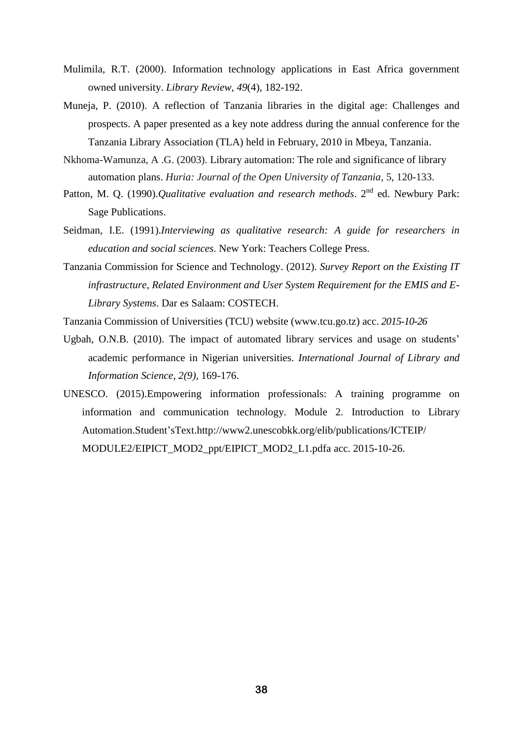Mulimila, R.T. (2000). Information technology applications in East Africa government owned university. *Library Review*, *49*(4), 182-192.

Muneja, P. (2010). A reflection of Tanzania libraries in the digital age: Challenges and prospects. A paper presented as a key note address during the annual conference for the Tanzania Library Association (TLA) held in February, 2010 in Mbeya, Tanzania.

Nkhoma-Wamunza, A .G. (2003). Library automation: The role and significance of library automation plans. *Huria: Journal of the Open University of Tanzania*, 5, 120-133.

Patton, M. Q. (1990).*Qualitative evaluation and research methods*. 2nd ed. Newbury Park: Sage Publications.

Seidman, I.E. (1991).*Interviewing as qualitative research: A guide for researchers in education and social sciences*. New York: Teachers College Press.

Tanzania Commission for Science and Technology. (2012). *Survey Report on the Existing IT infrastructure, Related Environment and User System Requirement for the EMIS and E-Library Systems*. Dar es Salaam: COSTECH.

Tanzania Commission of Universities (TCU) website (www.tcu.go.tz) acc. *2015-10-26*

Ugbah, O.N.B. (2010). The impact of automated library services and usage on students' academic performance in Nigerian universities. *International Journal of Library and Information Science, 2(9)*, 169-176.

UNESCO. (2015).Empowering information professionals: A training programme on information and communication technology. Module 2. Introduction to Library Automation.Student'sText.http://www2.unescobkk.org/elib/publications/ICTEIP/ MODULE2/EIPICT_MOD2_ppt/EIPICT_MOD2_L1.pdfa acc. 2015-10-26.